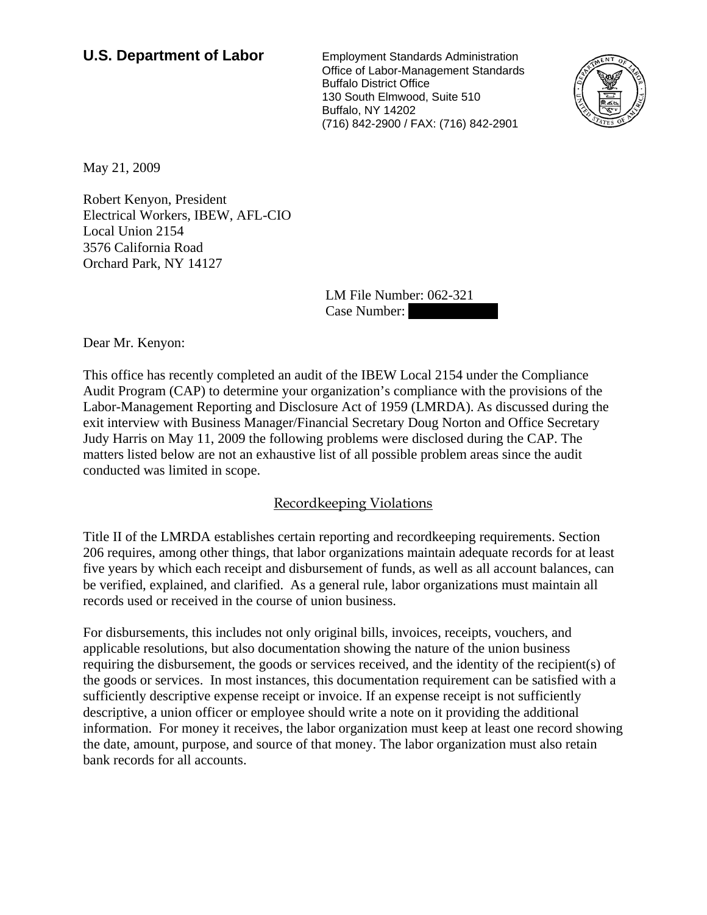**U.S. Department of Labor**

Employment Standards Administration
Office of Labor-Management Standards
Buffalo District Office
130 South Elmwood, Suite 510
Buffalo, NY 14202
(716) 842-2900 / FAX: (716) 842-2901

May 21, 2009

Robert Kenyon, President
Electrical Workers, IBEW, AFL-CIO
Local Union 2154
3576 California Road
Orchard Park, NY 14127

LM File Number: 062-321
Case Number: 

Dear Mr. Kenyon:

This office has recently completed an audit of the IBEW Local 2154 under the Compliance Audit Program (CAP) to determine your organization's compliance with the provisions of the Labor-Management Reporting and Disclosure Act of 1959 (LMRDA). As discussed during the exit interview with Business Manager/Financial Secretary Doug Norton and Office Secretary Judy Harris on May 11, 2009 the following problems were disclosed during the CAP. The matters listed below are not an exhaustive list of all possible problem areas since the audit conducted was limited in scope.

## Recordkeeping Violations

Title II of the LMRDA establishes certain reporting and recordkeeping requirements. Section 206 requires, among other things, that labor organizations maintain adequate records for at least five years by which each receipt and disbursement of funds, as well as all account balances, can be verified, explained, and clarified. As a general rule, labor organizations must maintain all records used or received in the course of union business.

For disbursements, this includes not only original bills, invoices, receipts, vouchers, and applicable resolutions, but also documentation showing the nature of the union business requiring the disbursement, the goods or services received, and the identity of the recipient(s) of the goods or services. In most instances, this documentation requirement can be satisfied with a sufficiently descriptive expense receipt or invoice. If an expense receipt is not sufficiently descriptive, a union officer or employee should write a note on it providing the additional information. For money it receives, the labor organization must keep at least one record showing the date, amount, purpose, and source of that money. The labor organization must also retain bank records for all accounts.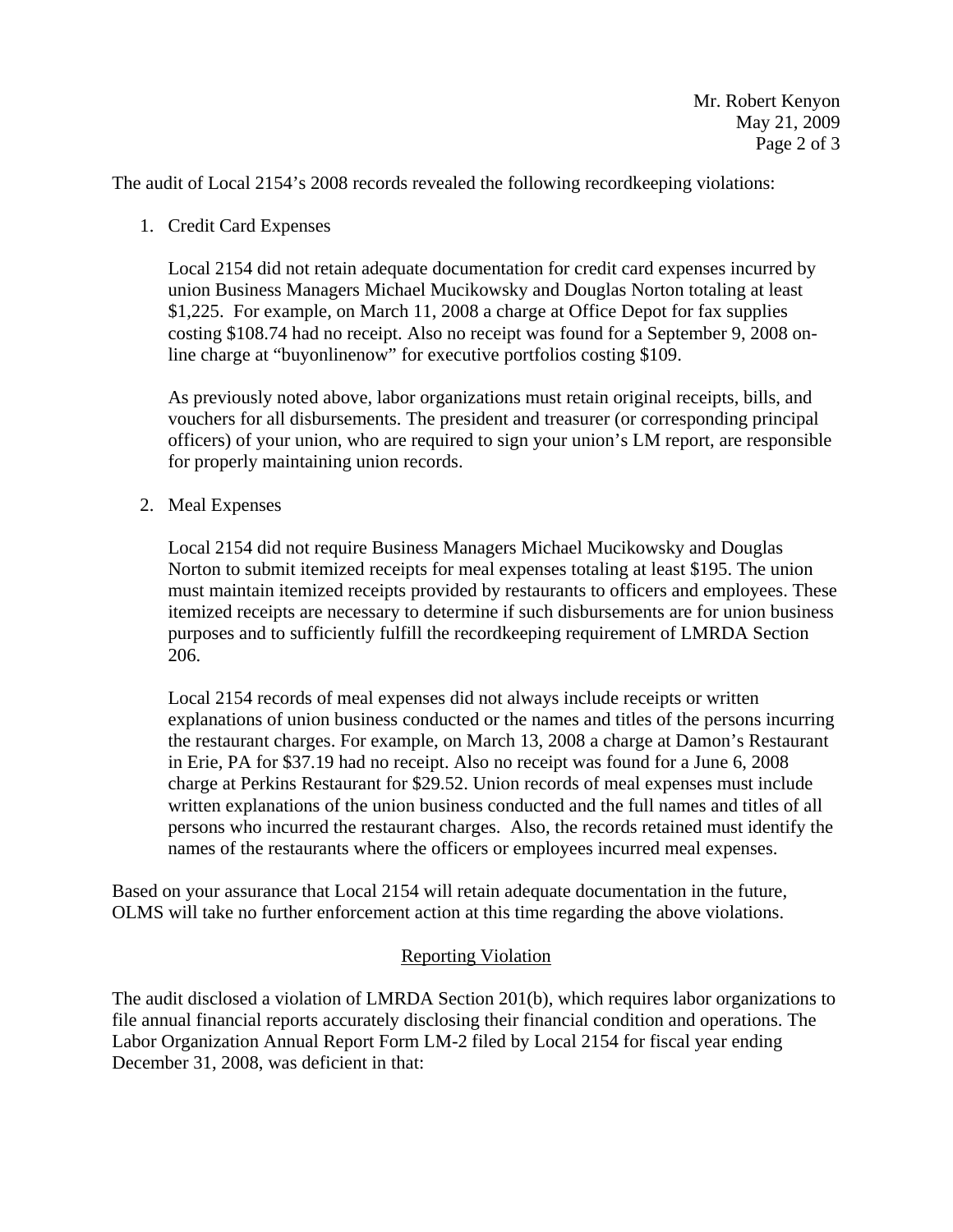The audit of Local 2154's 2008 records revealed the following recordkeeping violations:

1. Credit Card Expenses

   Local 2154 did not retain adequate documentation for credit card expenses incurred by union Business Managers Michael Mucikowsky and Douglas Norton totaling at least $1,225. For example, on March 11, 2008 a charge at Office Depot for fax supplies costing $108.74 had no receipt. Also no receipt was found for a September 9, 2008 on-line charge at "buyonlinenow" for executive portfolios costing $109.

   As previously noted above, labor organizations must retain original receipts, bills, and vouchers for all disbursements. The president and treasurer (or corresponding principal officers) of your union, who are required to sign your union's LM report, are responsible for properly maintaining union records.

2. Meal Expenses

   Local 2154 did not require Business Managers Michael Mucikowsky and Douglas Norton to submit itemized receipts for meal expenses totaling at least $195. The union must maintain itemized receipts provided by restaurants to officers and employees. These itemized receipts are necessary to determine if such disbursements are for union business purposes and to sufficiently fulfill the recordkeeping requirement of LMRDA Section 206.

   Local 2154 records of meal expenses did not always include receipts or written explanations of union business conducted or the names and titles of the persons incurring the restaurant charges. For example, on March 13, 2008 a charge at Damon's Restaurant in Erie, PA for $37.19 had no receipt. Also no receipt was found for a June 6, 2008 charge at Perkins Restaurant for $29.52. Union records of meal expenses must include written explanations of the union business conducted and the full names and titles of all persons who incurred the restaurant charges. Also, the records retained must identify the names of the restaurants where the officers or employees incurred meal expenses.

Based on your assurance that Local 2154 will retain adequate documentation in the future, OLMS will take no further enforcement action at this time regarding the above violations.

## Reporting Violation

The audit disclosed a violation of LMRDA Section 201(b), which requires labor organizations to file annual financial reports accurately disclosing their financial condition and operations. The Labor Organization Annual Report Form LM-2 filed by Local 2154 for fiscal year ending December 31, 2008, was deficient in that: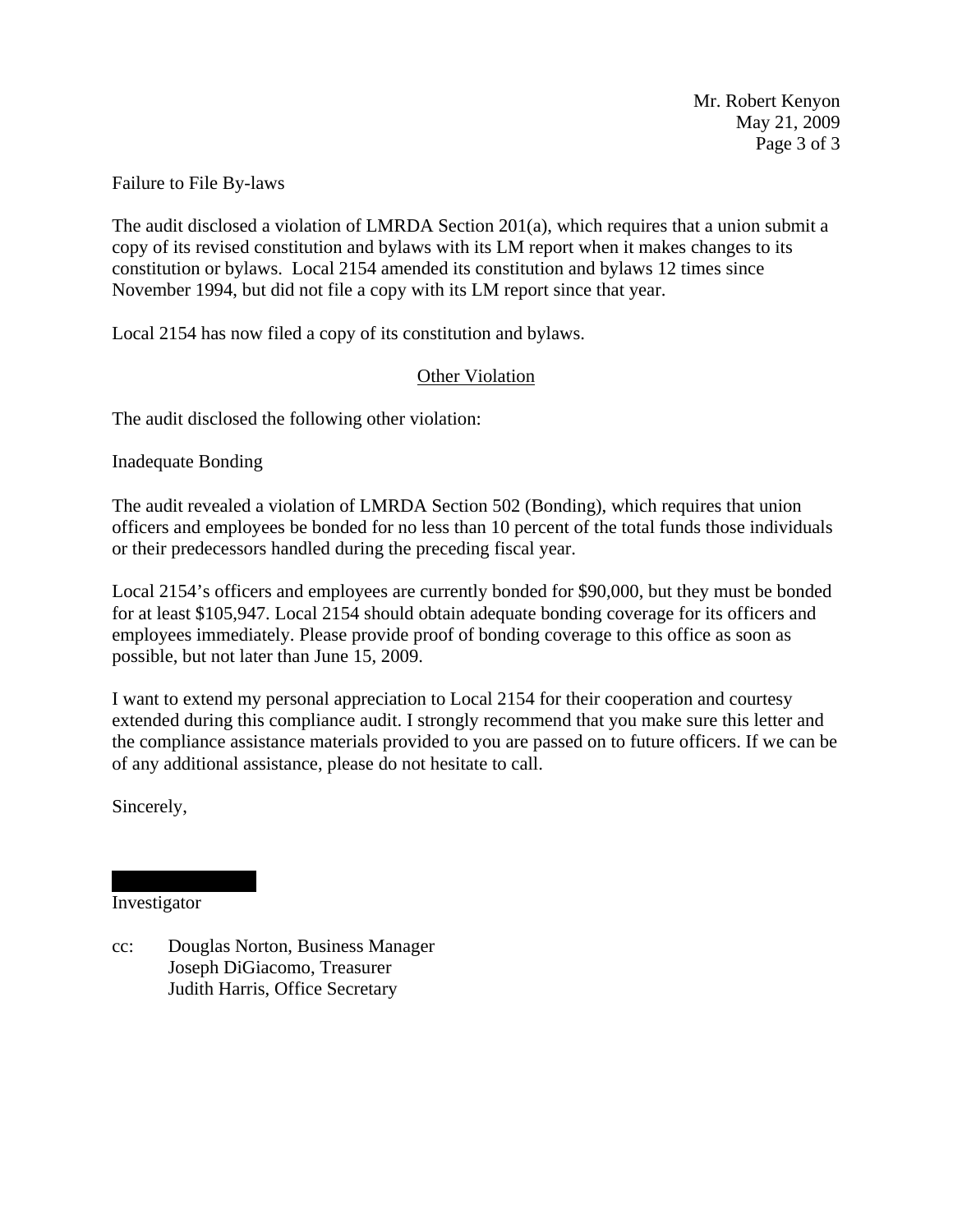Failure to File By-laws

The audit disclosed a violation of LMRDA Section 201(a), which requires that a union submit a copy of its revised constitution and bylaws with its LM report when it makes changes to its constitution or bylaws. Local 2154 amended its constitution and bylaws 12 times since November 1994, but did not file a copy with its LM report since that year.

Local 2154 has now filed a copy of its constitution and bylaws.

## Other Violation

The audit disclosed the following other violation:

Inadequate Bonding

The audit revealed a violation of LMRDA Section 502 (Bonding), which requires that union officers and employees be bonded for no less than 10 percent of the total funds those individuals or their predecessors handled during the preceding fiscal year.

Local 2154's officers and employees are currently bonded for $90,000, but they must be bonded for at least $105,947. Local 2154 should obtain adequate bonding coverage for its officers and employees immediately. Please provide proof of bonding coverage to this office as soon as possible, but not later than June 15, 2009.

I want to extend my personal appreciation to Local 2154 for their cooperation and courtesy extended during this compliance audit. I strongly recommend that you make sure this letter and the compliance assistance materials provided to you are passed on to future officers. If we can be of any additional assistance, please do not hesitate to call.

Sincerely,

Investigator

cc: Douglas Norton, Business Manager
Joseph DiGiacomo, Treasurer
Judith Harris, Office Secretary